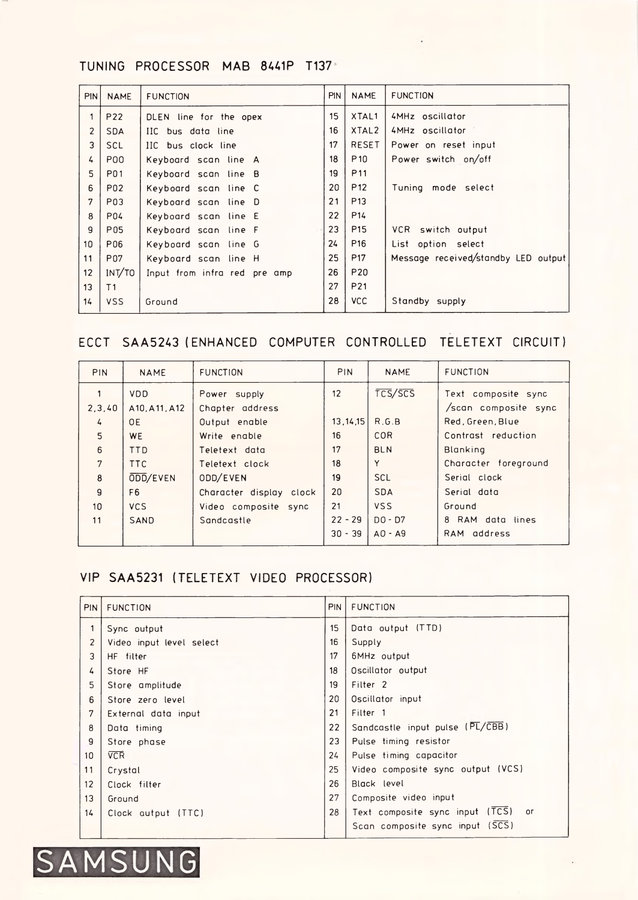## TUNING PROCESSOR MAB 8441P T137

| PIN | NAME | FUNCTION | PIN | NAME | FUNCTION |
|---|---|---|---|---|---|
| 1 | P22 | DLEN line for the opex | 15 | XTAL1 | 4MHz oscillator |
| 2 | SDA | IIC bus data line | 16 | XTAL2 | 4MHz oscillator |
| 3 | SCL | IIC bus clock line | 17 | RESET | Power on reset input |
| 4 | P00 | Keyboard scan line A | 18 | P10 | Power switch on/off |
| 5 | P01 | Keyboard scan line B | 19 | P11 | |
| 6 | P02 | Keyboard scan line C | 20 | P12 | Tuning mode select |
| 7 | P03 | Keyboard scan line D | 21 | P13 | |
| 8 | P04 | Keyboard scan line E | 22 | P14 | |
| 9 | P05 | Keyboard scan line F | 23 | P15 | VCR switch output |
| 10 | P06 | Keyboard scan line G | 24 | P16 | List option select |
| 11 | P07 | Keyboard scan line H | 25 | P17 | Message received/standby LED output |
| 12 | INT/T0 | Input from infra red pre amp | 26 | P20 | |
| 13 | T1 | | 27 | P21 | |
| 14 | VSS | Ground | 28 | VCC | Standby supply |

## ECCT SAA5243 (ENHANCED COMPUTER CONTROLLED TELETEXT CIRCUIT)

| PIN | NAME | FUNCTION | PIN | NAME | FUNCTION |
|---|---|---|---|---|---|
| 1 | VDD | Power supply | 12 | $\overline{TCS}/\overline{SCS}$ | Text composite sync /scan composite sync |
| 2,3,40 | A10, A11, A12 | Chapter address | | | |
| 4 | OE | Output enable | 13,14,15 | R.G.B | Red, Green, Blue |
| 5 | WE | Write enable | 16 | COR | Contrast reduction |
| 6 | TTD | Teletext data | 17 | BLN | Blanking |
| 7 | TTC | Teletext clock | 18 | Y | Character foreground |
| 8 | $\overline{ODD}$/EVEN | ODD/EVEN | 19 | SCL | Serial clock |
| 9 | F6 | Character display clock | 20 | SDA | Serial data |
| 10 | VCS | Video composite sync | 21 | VSS | Ground |
| 11 | SAND | Sandcastle | 22 - 29 | D0 - D7 | 8 RAM data lines |
| | | | 30 - 39 | A0 - A9 | RAM address |

## VIP SAA5231 (TELETEXT VIDEO PROCESSOR)

| PIN | FUNCTION | PIN | FUNCTION |
|---|---|---|---|
| 1 | Sync output | 15 | Data output (TTD) |
| 2 | Video input level select | 16 | Supply |
| 3 | HF filter | 17 | 6MHz output |
| 4 | Store HF | 18 | Oscillator output |
| 5 | Store amplitude | 19 | Filter 2 |
| 6 | Store zero level | 20 | Oscillator input |
| 7 | External data input | 21 | Filter 1 |
| 8 | Data timing | 22 | Sandcastle input pulse ($\overline{PL}/\overline{CBB}$) |
| 9 | Store phase | 23 | Pulse timing resistor |
| 10 | $\overline{VCR}$ | 24 | Pulse timing capacitor |
| 11 | Crystal | 25 | Video composite sync output (VCS) |
| 12 | Clock filter | 26 | Black level |
| 13 | Ground | 27 | Composite video input |
| 14 | Clock output (TTC) | 28 | Text composite sync input ($\overline{TCS}$) or Scan composite sync input ($\overline{SCS}$) |

SAMSUNG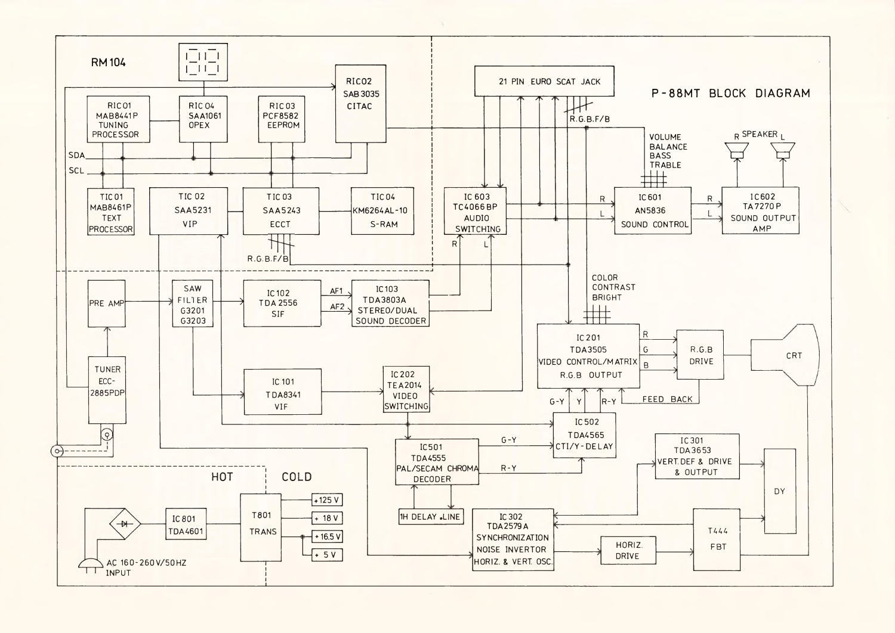# P-88MT BLOCK DIAGRAM

RM104

RIC01 MAB8441P TUNING PROCESSOR

RIC04 SAA1061 OPEX

RIC03 PCF8582 EEPROM

RIC02 SAB3035 CITAC

SDA

SCL

TIC01 MAB8461P TEXT PROCESSOR

TIC02 SAA5231 VIP

TIC03 SAA5243 ECCT

TIC04 KM6264AL-10 S-RAM

R.G.B.F/B

21 PIN EURO SCAT JACK

R.G.B.F/B

VOLUME BALANCE BASS TRABLE

SPEAKER R L

IC603 TC4066BP AUDIO SWITCHING

IC601 AN5836 SOUND CONTROL

IC602 TA7270P SOUND OUTPUT AMP

PRE AMP

SAW FILTER G3201 G3203

IC102 TDA2556 SIF

AF1

AF2

IC103 TDA3803A STEREO/DUAL SOUND DECODER

COLOR CONTRAST BRIGHT

IC201 TDA3505 VIDEO CONTROL/MATRIX R.G.B OUTPUT

R G B

R.G.B DRIVE

CRT

TUNER ECC-2885PDP

IC101 TDA8341 VIF

IC202 TEA2014 VIDEO SWITCHING

G-Y Y R-Y

FEED BACK

IC502 TDA4565 CTI/Y-DELAY

IC501 TDA4555 PAL/SECAM CHROMA DECODER

G-Y

R-Y

IC301 TDA3653 VERT.DEF & DRIVE & OUTPUT

DY

1H DELAY LINE

HOT

COLD

IC801 TDA4601

T801 TRANS

+125 V

+ 18 V

+16.5 V

+ 5 V

AC 160-260V/50HZ INPUT

IC302 TDA2579A SYNCHRONIZATION NOISE INVERTOR HORIZ. & VERT. OSC.

HORIZ. DRIVE

T444 FBT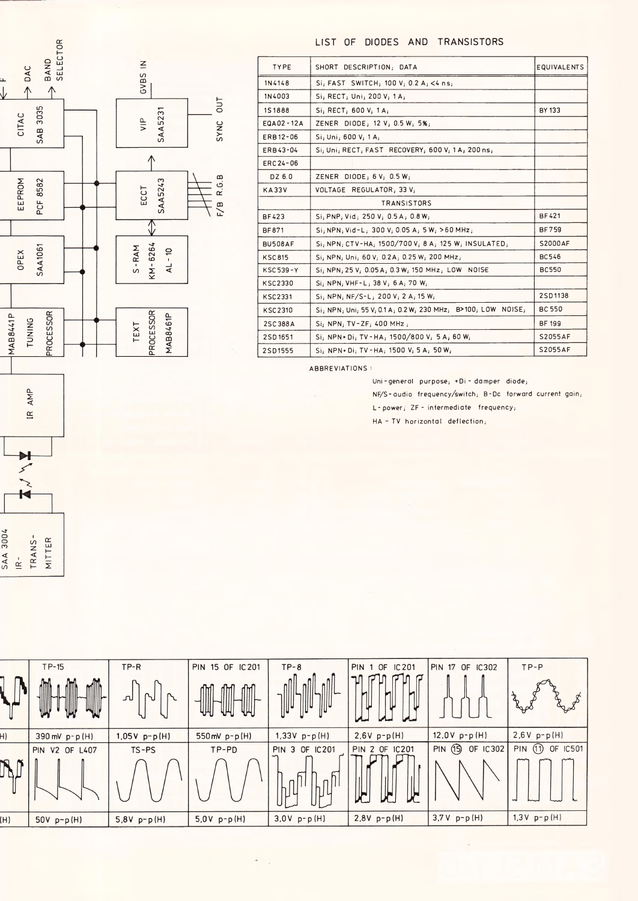## LIST OF DIODES AND TRANSISTORS

| TYPE | SHORT DESCRIPTION; DATA | EQUIVALENTS |
|---|---|---|
| 1N4148 | Si; FAST SWITCH; 100 V; 0.2 A; <4 ns; | |
| 1N4003 | Si; RECT; Uni; 200 V; 1 A; | |
| 1S1888 | Si; RECT; 600 V; 1 A; | BY 133 |
| EQA02-12A | ZENER DIODE; 12 V; 0.5 W; 5%; | |
| ERB12-06 | Si; Uni; 600 V; 1 A; | |
| ERB43-04 | Si; Uni; RECT; FAST RECOVERY; 600 V; 1 A; 200 ns; | |
| ERC24-06 | | |
| DZ 6.0 | ZENER DIODE; 6 V; 0.5 W; | |
| KA33V | VOLTAGE REGULATOR; 33 V; | |
| | TRANSISTORS | |
| BF423 | Si; PNP; Vid; 250 V; 0.5 A; 0.8 W; | BF421 |
| BF871 | Si; NPN; Vid-L; 300 V; 0.05 A; 5 W; >60 MHz; | BF759 |
| BU508AF | Si; NPN; CTV-HA; 1500/700 V; 8 A; 125 W; INSULATED; | S2000AF |
| KSC815 | Si; NPN; Uni; 60 V; 0.2A; 0.25 W; 200 MHz; | BC546 |
| KSC539-Y | Si; NPN; 25 V; 0.05 A; 0.3 W; 150 MHz; LOW NOISE | BC550 |
| KSC2330 | Si; NPN; VHF-L; 38 V; 6 A; 70 W; | |
| KSC2331 | Si; NPN; NF/S-L; 200 V; 2 A; 15 W; | 2SD1138 |
| KSC2310 | Si; NPN; Uni; 55 V; 0.1 A; 0.2 W; 230 MHz; B>100; LOW NOISE; | BC 550 |
| 2SC388A | Si; NPN; TV-ZF; 400 MHz; | BF 199 |
| 2SD1651 | Si; NPN+Di; TV-HA; 1500/800 V; 5 A; 60 W; | S2055AF |
| 2SD1555 | Si; NPN+Di; TV-HA; 1500 V; 5 A; 50 W; | S2055AF |

ABBREVIATIONS:

Uni-general purpose; +Di-damper diode;
NF/S-audio frequency/switch; B-Dc forward current gain;
L-power; ZF-intermediate frequency;
HA-TV horizontal deflection;

| TP-15 | TP-R | PIN 15 OF IC201 | TP-8 | PIN 1 OF IC201 | PIN 17 OF IC302 | TP-P |
|---|---|---|---|---|---|---|
| 390 mV p-p (H) | 1,05 V p-p (H) | 550 mV p-p (H) | 1,33 V p-p (H) | 2,6 V p-p (H) | 12,0 V p-p (H) | 2,6 V p-p (H) |
| PIN V2 OF L407 | TS-PS | TP-PD | PIN 3 OF IC201 | PIN 2 OF IC201 | PIN ⑮ OF IC302 | PIN ⑪ OF IC501 |
| 50 V p-p (H) | 5,8 V p-p (H) | 5,0 V p-p (H) | 3,0 V p-p (H) | 2,8 V p-p (H) | 3,7 V p-p (H) | 1,3 V p-p (H) |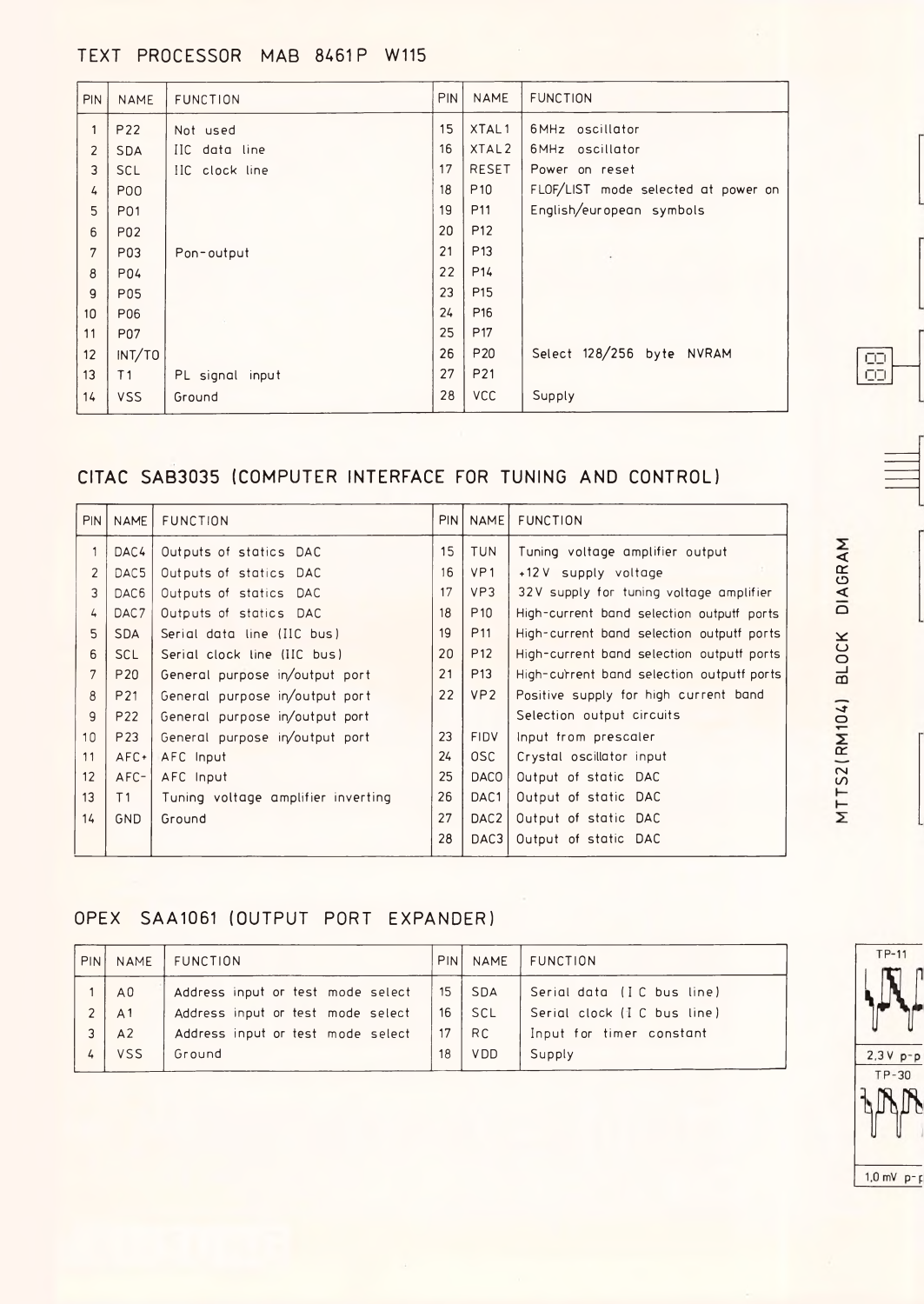## TEXT PROCESSOR MAB 8461P W115

| PIN | NAME | FUNCTION | PIN | NAME | FUNCTION |
|---|---|---|---|---|---|
| 1 | P22 | Not used | 15 | XTAL1 | 6MHz oscillator |
| 2 | SDA | IIC data line | 16 | XTAL2 | 6MHz oscillator |
| 3 | SCL | IIC clock line | 17 | RESET | Power on reset |
| 4 | P00 | | 18 | P10 | FLOF/LIST mode selected at power on |
| 5 | P01 | | 19 | P11 | English/european symbols |
| 6 | P02 | | 20 | P12 | |
| 7 | P03 | Pon-output | 21 | P13 | |
| 8 | P04 | | 22 | P14 | |
| 9 | P05 | | 23 | P15 | |
| 10 | P06 | | 24 | P16 | |
| 11 | P07 | | 25 | P17 | |
| 12 | INT/T0 | | 26 | P20 | Select 128/256 byte NVRAM |
| 13 | T1 | PL signal input | 27 | P21 | |
| 14 | VSS | Ground | 28 | VCC | Supply |

## CITAC SAB3035 (COMPUTER INTERFACE FOR TUNING AND CONTROL)

| PIN | NAME | FUNCTION | PIN | NAME | FUNCTION |
|---|---|---|---|---|---|
| 1 | DAC4 | Outputs of statics DAC | 15 | TUN | Tuning voltage amplifier output |
| 2 | DAC5 | Outputs of statics DAC | 16 | VP1 | +12V supply voltage |
| 3 | DAC6 | Outputs of statics DAC | 17 | VP3 | 32V supply for tuning voltage amplifier |
| 4 | DAC7 | Outputs of statics DAC | 18 | P10 | High-current band selection outputf ports |
| 5 | SDA | Serial data line (IIC bus) | 19 | P11 | High-current band selection outputf ports |
| 6 | SCL | Serial clock line (IIC bus) | 20 | P12 | High-current band selection outputf ports |
| 7 | P20 | General purpose in/output port | 21 | P13 | High-current band selection outputf ports |
| 8 | P21 | General purpose in/output port | 22 | VP2 | Positive supply for high current band Selection output circuits |
| 9 | P22 | General purpose in/output port | | | |
| 10 | P23 | General purpose in/output port | 23 | FIDV | Input from prescaler |
| 11 | AFC+ | AFC Input | 24 | OSC | Crystal oscillator input |
| 12 | AFC- | AFC Input | 25 | DAC0 | Output of static DAC |
| 13 | T1 | Tuning voltage amplifier inverting | 26 | DAC1 | Output of static DAC |
| 14 | GND | Ground | 27 | DAC2 | Output of static DAC |
| | | | 28 | DAC3 | Output of static DAC |

## OPEX SAA1061 (OUTPUT PORT EXPANDER)

| PIN | NAME | FUNCTION | PIN | NAME | FUNCTION |
|---|---|---|---|---|---|
| 1 | A0 | Address input or test mode select | 15 | SDA | Serial data (I C bus line) |
| 2 | A1 | Address input or test mode select | 16 | SCL | Serial clock (I C bus line) |
| 3 | A2 | Address input or test mode select | 17 | RC | Input for timer constant |
| 4 | VSS | Ground | 18 | VDD | Supply |

MTTS2(RM104) BLOCK DIAGRAM

TP-11

2,3 V p-p

TP-30

1,0 mV p-p